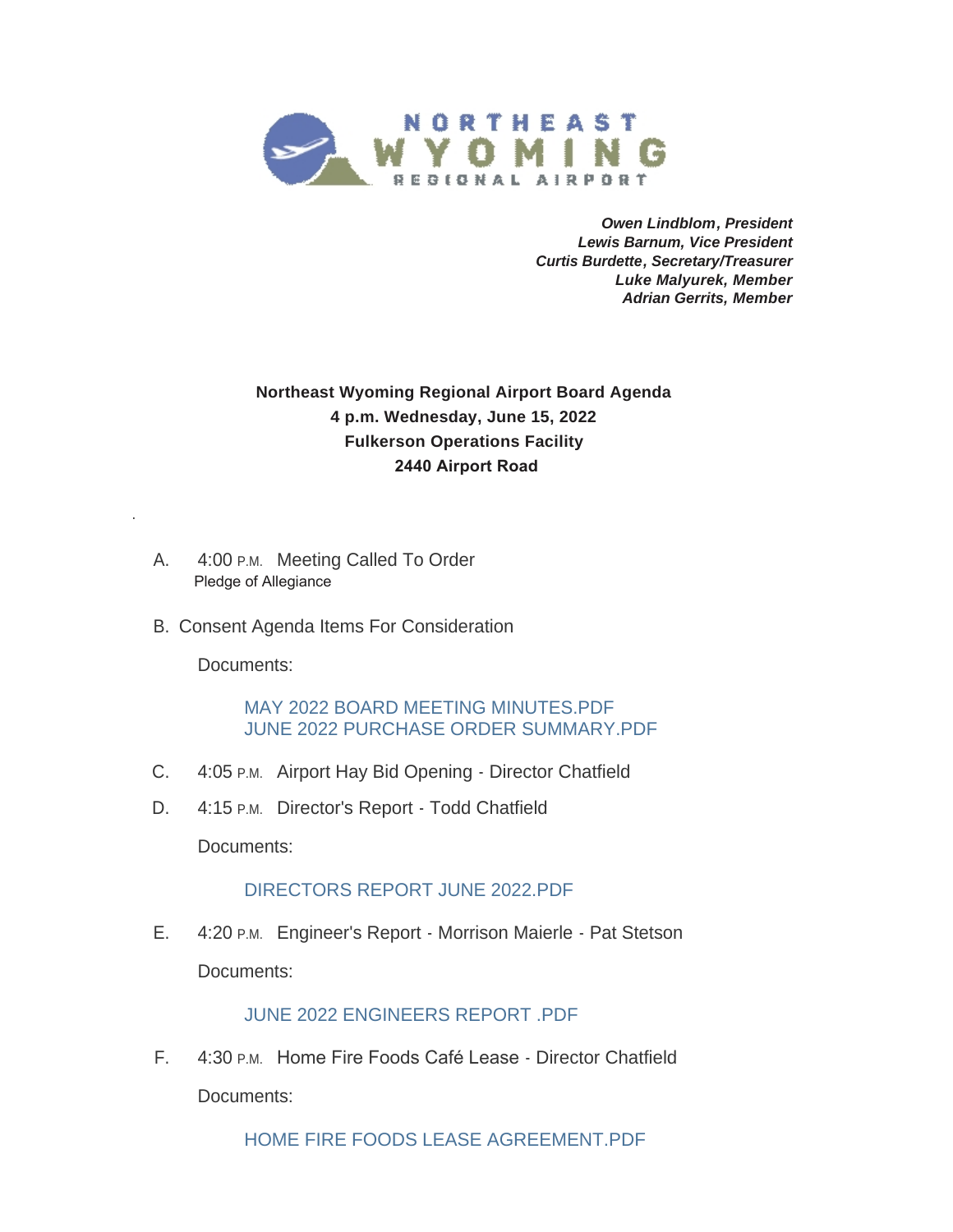NORTHEAST WYOMING REGIONAL AIRPORT

*Owen Lindblom, President*
*Lewis Barnum, Vice President*
*Curtis Burdette, Secretary/Treasurer*
*Luke Malyurek, Member*
*Adrian Gerrits, Member*

**Northeast Wyoming Regional Airport Board Agenda**
**4 p.m. Wednesday, June 15, 2022**
**Fulkerson Operations Facility**
**2440 Airport Road**

A. 4:00 P.M. Meeting Called To Order
Pledge of Allegiance

B. Consent Agenda Items For Consideration

Documents:

MAY 2022 BOARD MEETING MINUTES.PDF
JUNE 2022 PURCHASE ORDER SUMMARY.PDF

C. 4:05 P.M. Airport Hay Bid Opening - Director Chatfield

D. 4:15 P.M. Director's Report - Todd Chatfield

Documents:

DIRECTORS REPORT JUNE 2022.PDF

E. 4:20 P.M. Engineer's Report - Morrison Maierle - Pat Stetson

Documents:

JUNE 2022 ENGINEERS REPORT .PDF

F. 4:30 P.M. Home Fire Foods Café Lease - Director Chatfield

Documents:

HOME FIRE FOODS LEASE AGREEMENT.PDF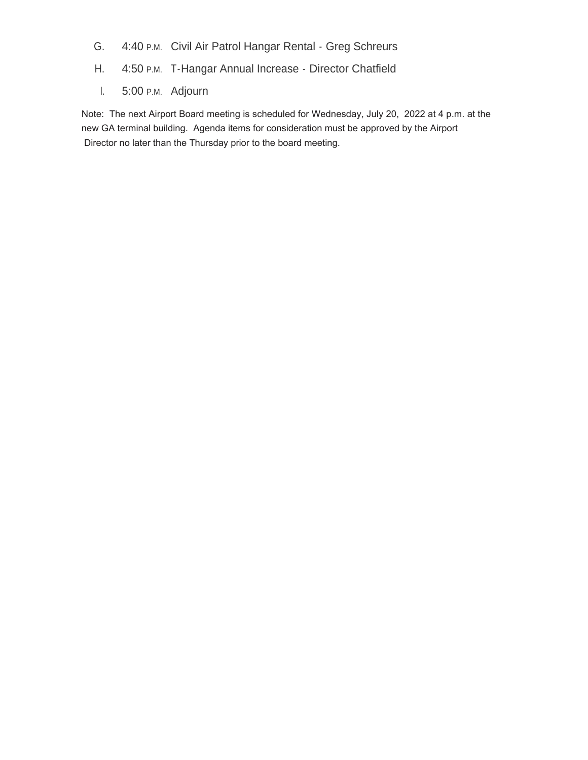G. 4:40 P.M. Civil Air Patrol Hangar Rental - Greg Schreurs

H. 4:50 P.M. T-Hangar Annual Increase - Director Chatfield

I. 5:00 P.M. Adjourn

Note: The next Airport Board meeting is scheduled for Wednesday, July 20, 2022 at 4 p.m. at the new GA terminal building. Agenda items for consideration must be approved by the Airport Director no later than the Thursday prior to the board meeting.